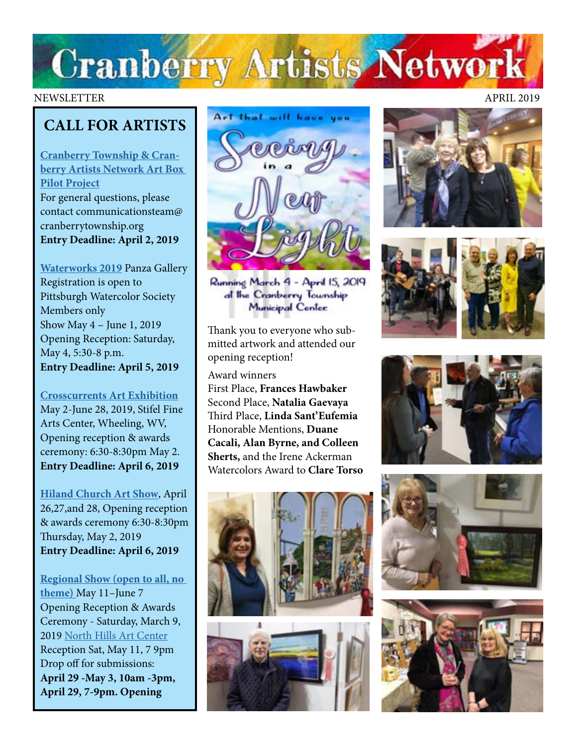# Cranberry Artists Network

NEWSLETTER APRIL 2019

## CALL FOR ARTISTS

**Cranberry Township & Cranberry Artists Network Art Box Pilot Project**
For general questions, please contact communicationsteam@cranberrytownship.org
**Entry Deadline: April 2, 2019**

**Waterworks 2019** Panza Gallery
Registration is open to Pittsburgh Watercolor Society Members only
Show May 4 – June 1, 2019
Opening Reception: Saturday, May 4, 5:30-8 p.m.
**Entry Deadline: April 5, 2019**

**Crosscurrents Art Exhibition**
May 2-June 28, 2019, Stifel Fine Arts Center, Wheeling, WV,
Opening reception & awards ceremony: 6:30-8:30pm May 2.
**Entry Deadline: April 6, 2019**

**Hiland Church Art Show**, April 26,27,and 28, Opening reception & awards ceremony 6:30-8:30pm Thursday, May 2, 2019
**Entry Deadline: April 6, 2019**

**Regional Show (open to all, no theme)** May 11–June 7
Opening Reception & Awards Ceremony - Saturday, March 9, 2019 North Hills Art Center
Reception Sat, May 11, 7 9pm
Drop off for submissions:
**April 29 -May 3, 10am -3pm, April 29, 7-9pm. Opening**

Art that will have you Seeing in a New Light

Running March 4 - April 15, 2019 at the Cranberry Township Municipal Center

Thank you to everyone who submitted artwork and attended our opening reception!

Award winners
First Place, **Frances Hawbaker**
Second Place, **Natalia Gaevaya**
Third Place, **Linda Sant'Eufemia**
Honorable Mentions, **Duane Cacali, Alan Byrne, and Colleen Sherts,** and the Irene Ackerman Watercolors Award to **Clare Torso**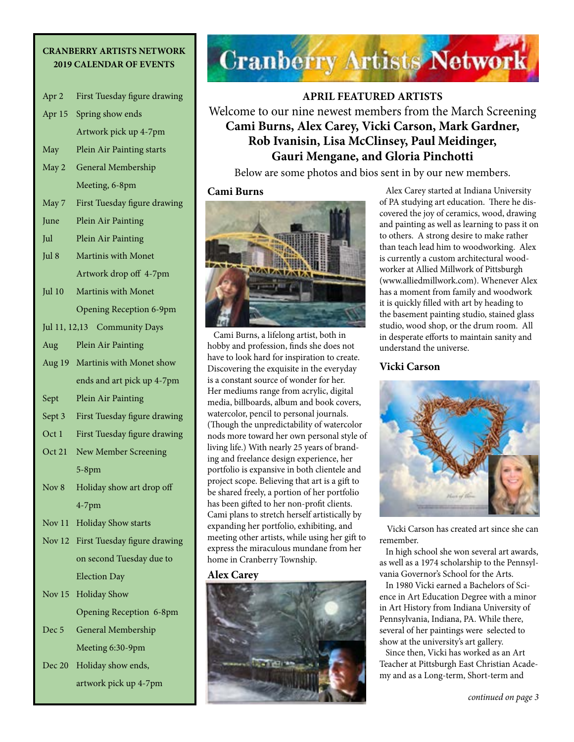## CRANBERRY ARTISTS NETWORK 2019 CALENDAR OF EVENTS

| | |
|---|---|
| Apr 2 | First Tuesday figure drawing |
| Apr 15 | Spring show ends<br>Artwork pick up 4-7pm |
| May | Plein Air Painting starts |
| May 2 | General Membership Meeting, 6-8pm |
| May 7 | First Tuesday figure drawing |
| June | Plein Air Painting |
| Jul | Plein Air Painting |
| Jul 8 | Martinis with Monet<br>Artwork drop off 4-7pm |
| Jul 10 | Martinis with Monet<br>Opening Reception 6-9pm |
| Jul 11, 12,13 | Community Days |
| Aug | Plein Air Painting |
| Aug 19 | Martinis with Monet show ends and art pick up 4-7pm |
| Sept | Plein Air Painting |
| Sept 3 | First Tuesday figure drawing |
| Oct 1 | First Tuesday figure drawing |
| Oct 21 | New Member Screening 5-8pm |
| Nov 8 | Holiday show art drop off 4-7pm |
| Nov 11 | Holiday Show starts |
| Nov 12 | First Tuesday figure drawing on second Tuesday due to Election Day |
| Nov 15 | Holiday Show<br>Opening Reception 6-8pm |
| Dec 5 | General Membership Meeting 6:30-9pm |
| Dec 20 | Holiday show ends, artwork pick up 4-7pm |

# Cranberry Artists Network

## APRIL FEATURED ARTISTS

Welcome to our nine newest members from the March Screening

**Cami Burns, Alex Carey, Vicki Carson, Mark Gardner, Rob Ivanisin, Lisa McClinsey, Paul Meidinger, Gauri Mengane, and Gloria Pinchotti**

Below are some photos and bios sent in by our new members.

### Cami Burns

Cami Burns, a lifelong artist, both in hobby and profession, finds she does not have to look hard for inspiration to create. Discovering the exquisite in the everyday is a constant source of wonder for her. Her mediums range from acrylic, digital media, billboards, album and book covers, watercolor, pencil to personal journals. (Though the unpredictability of watercolor nods more toward her own personal style of living life.) With nearly 25 years of branding and freelance design experience, her portfolio is expansive in both clientele and project scope. Believing that art is a gift to be shared freely, a portion of her portfolio has been gifted to her non-profit clients. Cami plans to stretch herself artistically by expanding her portfolio, exhibiting, and meeting other artists, while using her gift to express the miraculous mundane from her home in Cranberry Township.

### Alex Carey

Alex Carey started at Indiana University of PA studying art education. There he discovered the joy of ceramics, wood, drawing and painting as well as learning to pass it on to others. A strong desire to make rather than teach lead him to woodworking. Alex is currently a custom architectural woodworker at Allied Millwork of Pittsburgh (www.alliedmillwork.com). Whenever Alex has a moment from family and woodwork it is quickly filled with art by heading to the basement painting studio, stained glass studio, wood shop, or the drum room. All in desperate efforts to maintain sanity and understand the universe.

### Vicki Carson

Vicki Carson has created art since she can remember.

In high school she won several art awards, as well as a 1974 scholarship to the Pennsylvania Governor's School for the Arts.

In 1980 Vicki earned a Bachelors of Science in Art Education Degree with a minor in Art History from Indiana University of Pennsylvania, Indiana, PA. While there, several of her paintings were selected to show at the university's art gallery.

Since then, Vicki has worked as an Art Teacher at Pittsburgh East Christian Academy and as a Long-term, Short-term and

*continued on page 3*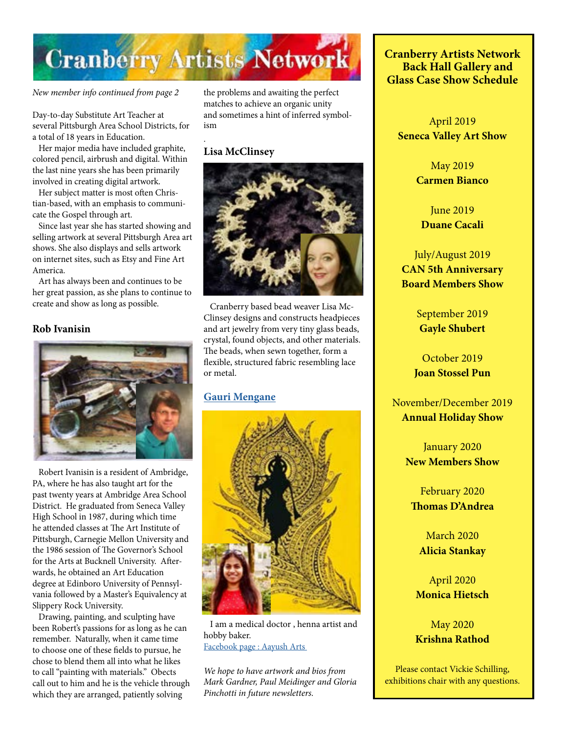# Cranberry Artists Network

*New member info continued from page 2*

Day-to-day Substitute Art Teacher at several Pittsburgh Area School Districts, for a total of 18 years in Education.

Her major media have included graphite, colored pencil, airbrush and digital. Within the last nine years she has been primarily involved in creating digital artwork.

Her subject matter is most often Christian-based, with an emphasis to communicate the Gospel through art.

Since last year she has started showing and selling artwork at several Pittsburgh Area art shows. She also displays and sells artwork on internet sites, such as Etsy and Fine Art America.

Art has always been and continues to be her great passion, as she plans to continue to create and show as long as possible.

## Rob Ivanisin

Robert Ivanisin is a resident of Ambridge, PA, where he has also taught art for the past twenty years at Ambridge Area School District. He graduated from Seneca Valley High School in 1987, during which time he attended classes at The Art Institute of Pittsburgh, Carnegie Mellon University and the 1986 session of The Governor's School for the Arts at Bucknell University. Afterwards, he obtained an Art Education degree at Edinboro University of Pennsylvania followed by a Master's Equivalency at Slippery Rock University.

Drawing, painting, and sculpting have been Robert's passions for as long as he can remember. Naturally, when it came time to choose one of these fields to pursue, he chose to blend them all into what he likes to call "painting with materials." Obects call out to him and he is the vehicle through which they are arranged, patiently solving the problems and awaiting the perfect matches to achieve an organic unity and sometimes a hint of inferred symbolism

.

## Lisa McClinsey

Cranberry based bead weaver Lisa McClinsey designs and constructs headpieces and art jewelry from very tiny glass beads, crystal, found objects, and other materials. The beads, when sewn together, form a flexible, structured fabric resembling lace or metal.

## Gauri Mengane

I am a medical doctor , henna artist and hobby baker.

Facebook page : Aayush Arts

*We hope to have artwork and bios from Mark Gardner, Paul Meidinger and Gloria Pinchotti in future newsletters.*

## Cranberry Artists Network Back Hall Gallery and Glass Case Show Schedule

April 2019
**Seneca Valley Art Show**

May 2019
**Carmen Bianco**

June 2019
**Duane Cacali**

July/August 2019
**CAN 5th Anniversary Board Members Show**

September 2019
**Gayle Shubert**

October 2019
**Joan Stossel Pun**

November/December 2019
**Annual Holiday Show**

January 2020
**New Members Show**

February 2020
**Thomas D'Andrea**

March 2020
**Alicia Stankay**

April 2020
**Monica Hietsch**

May 2020
**Krishna Rathod**

Please contact Vickie Schilling, exhibitions chair with any questions.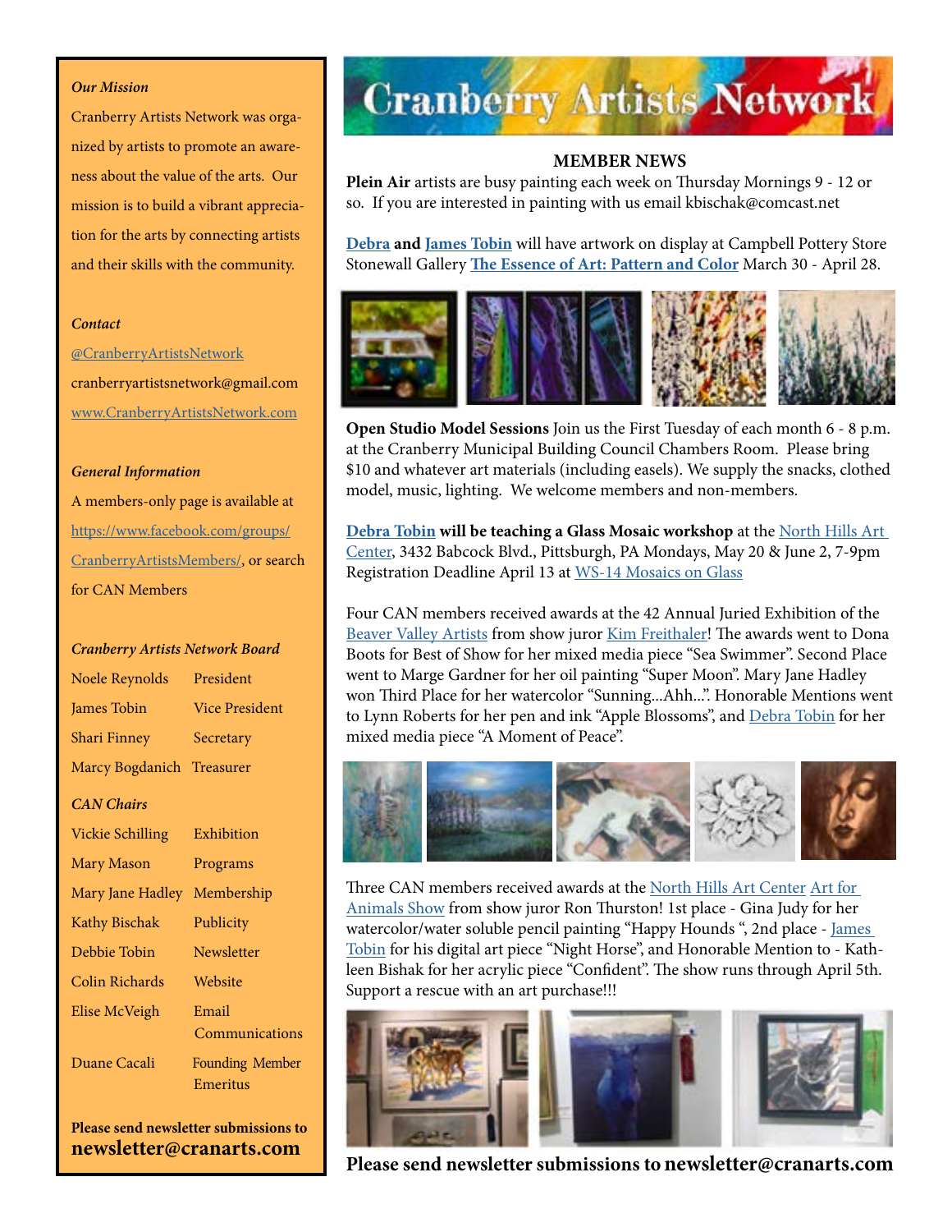# Cranberry Artists Network

## MEMBER NEWS

**Plein Air** artists are busy painting each week on Thursday Mornings 9 - 12 or so. If you are interested in painting with us email kbischak@comcast.net

**Debra and James Tobin** will have artwork on display at Campbell Pottery Store Stonewall Gallery **The Essence of Art: Pattern and Color** March 30 - April 28.

**Open Studio Model Sessions** Join us the First Tuesday of each month 6 - 8 p.m. at the Cranberry Municipal Building Council Chambers Room. Please bring $10 and whatever art materials (including easels). We supply the snacks, clothed model, music, lighting. We welcome members and non-members.

**Debra Tobin will be teaching a Glass Mosaic workshop** at the North Hills Art Center, 3432 Babcock Blvd., Pittsburgh, PA Mondays, May 20 & June 2, 7-9pm Registration Deadline April 13 at WS-14 Mosaics on Glass

Four CAN members received awards at the 42 Annual Juried Exhibition of the Beaver Valley Artists from show juror Kim Freithaler! The awards went to Dona Boots for Best of Show for her mixed media piece "Sea Swimmer". Second Place went to Marge Gardner for her oil painting "Super Moon". Mary Jane Hadley won Third Place for her watercolor "Sunning...Ahh...". Honorable Mentions went to Lynn Roberts for her pen and ink "Apple Blossoms", and Debra Tobin for her mixed media piece "A Moment of Peace".

Three CAN members received awards at the North Hills Art Center Art for Animals Show from show juror Ron Thurston! 1st place - Gina Judy for her watercolor/water soluble pencil painting "Happy Hounds ", 2nd place - James Tobin for his digital art piece "Night Horse", and Honorable Mention to - Kathleen Bishak for her acrylic piece "Confident". The show runs through April 5th. Support a rescue with an art purchase!!!

**Please send newsletter submissions to newsletter@cranarts.com**

---

*Our Mission*

Cranberry Artists Network was organized by artists to promote an awareness about the value of the arts. Our mission is to build a vibrant appreciation for the arts by connecting artists and their skills with the community.

*Contact*

@CranberryArtistsNetwork
cranberryartistsnetwork@gmail.com
www.CranberryArtistsNetwork.com

*General Information*

A members-only page is available at https://www.facebook.com/groups/CranberryArtistsMembers/, or search for CAN Members

*Cranberry Artists Network Board*

| | |
|---|---|
| Noele Reynolds | President |
| James Tobin | Vice President |
| Shari Finney | Secretary |
| Marcy Bogdanich | Treasurer |

*CAN Chairs*

| | |
|---|---|
| Vickie Schilling | Exhibition |
| Mary Mason | Programs |
| Mary Jane Hadley | Membership |
| Kathy Bischak | Publicity |
| Debbie Tobin | Newsletter |
| Colin Richards | Website |
| Elise McVeigh | Email Communications |
| Duane Cacali | Founding Member Emeritus |

**Please send newsletter submissions to newsletter@cranarts.com**